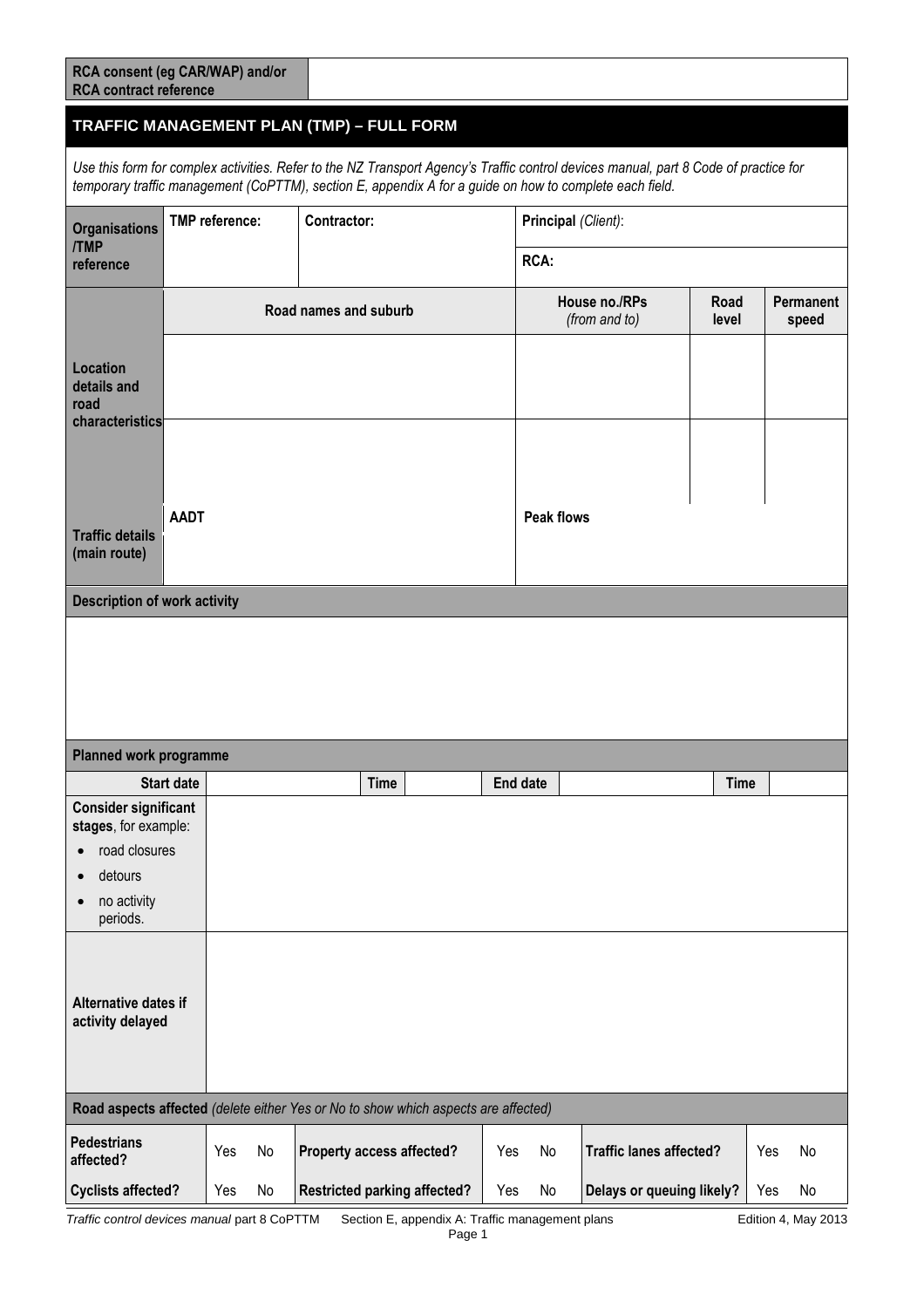| RCA consent (eg CAR/WAP) and/or RCA contract reference | |
|---|---|

## TRAFFIC MANAGEMENT PLAN (TMP) – FULL FORM

*Use this form for complex activities. Refer to the NZ Transport Agency's Traffic control devices manual, part 8 Code of practice for temporary traffic management (CoPTTM), section E, appendix A for a guide on how to complete each field.*

| **Organisations /TMP reference** | **TMP reference:** | **Contractor:** | **Principal** *(Client)*: |
|---|---|---|---|
| | | | **RCA:** |

| **Location details and road characteristics** | **Road names and suburb** | **House no./RPs** *(from and to)* | **Road level** | **Permanent speed** |
|---|---|---|---|---|
| | | | | |
| | | | | |

| **Traffic details (main route)** | **AADT** | **Peak flows** |
|---|---|---|

**Description of work activity**

**Planned work programme**

| **Start date** | | **Time** | | **End date** | | **Time** | |
|---|---|---|---|---|---|---|---|

**Consider significant stages**, for example:

- road closures
- detours
- no activity periods.

**Alternative dates if activity delayed**

**Road aspects affected** *(delete either Yes or No to show which aspects are affected)*

| | | | | | | | | | | | |
|---|---|---|---|---|---|---|---|---|---|---|---|
| **Pedestrians affected?** | Yes | No | **Property access affected?** | Yes | No | **Traffic lanes affected?** | Yes | No |
| **Cyclists affected?** | Yes | No | **Restricted parking affected?** | Yes | No | **Delays or queuing likely?** | Yes | No |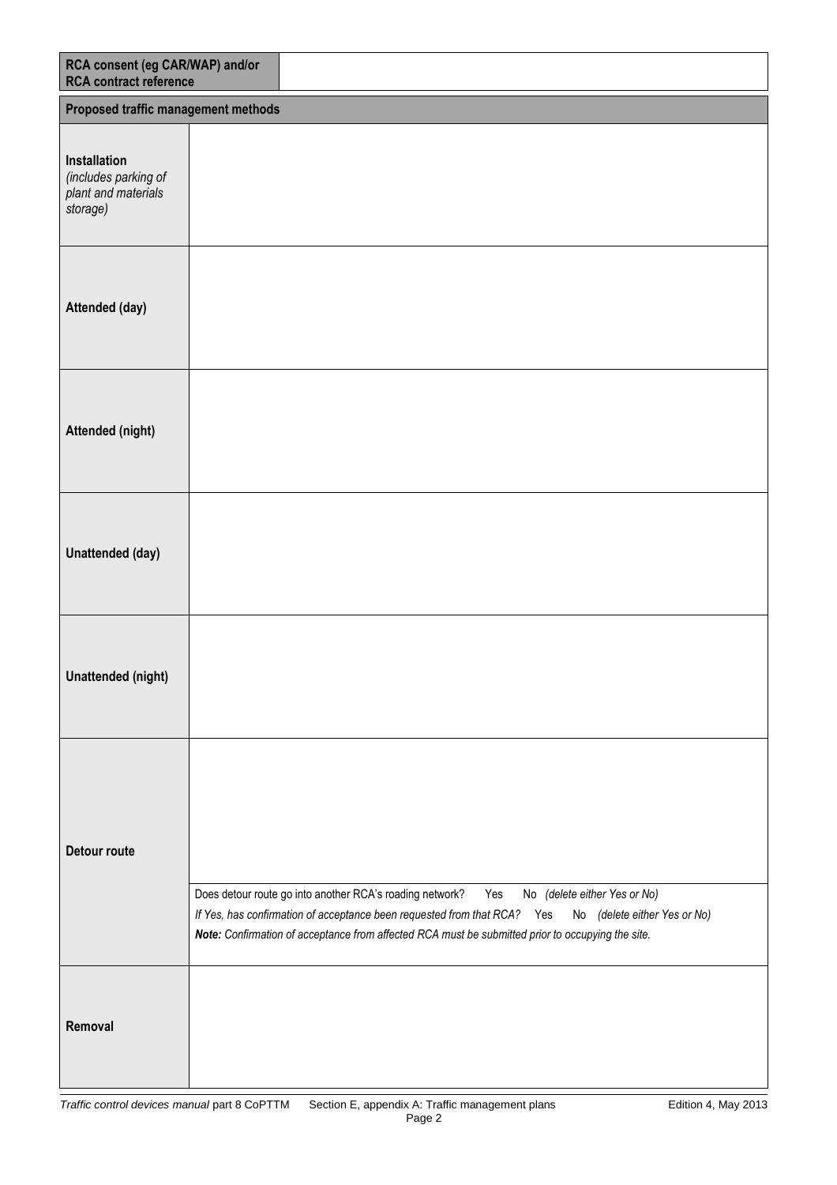| **RCA consent (eg CAR/WAP) and/or RCA contract reference** | |
|---|---|

| **Proposed traffic management methods** | |
|---|---|
| **Installation** *(includes parking of plant and materials storage)* | |
| **Attended (day)** | |
| **Attended (night)** | |
| **Unattended (day)** | |
| **Unattended (night)** | |
| **Detour route** | Does detour route go into another RCA's roading network? Yes No *(delete either Yes or No)*<br>*If Yes, has confirmation of acceptance been requested from that RCA?* Yes No *(delete either Yes or No)*<br>***Note:*** *Confirmation of acceptance from affected RCA must be submitted prior to occupying the site.* |
| **Removal** | |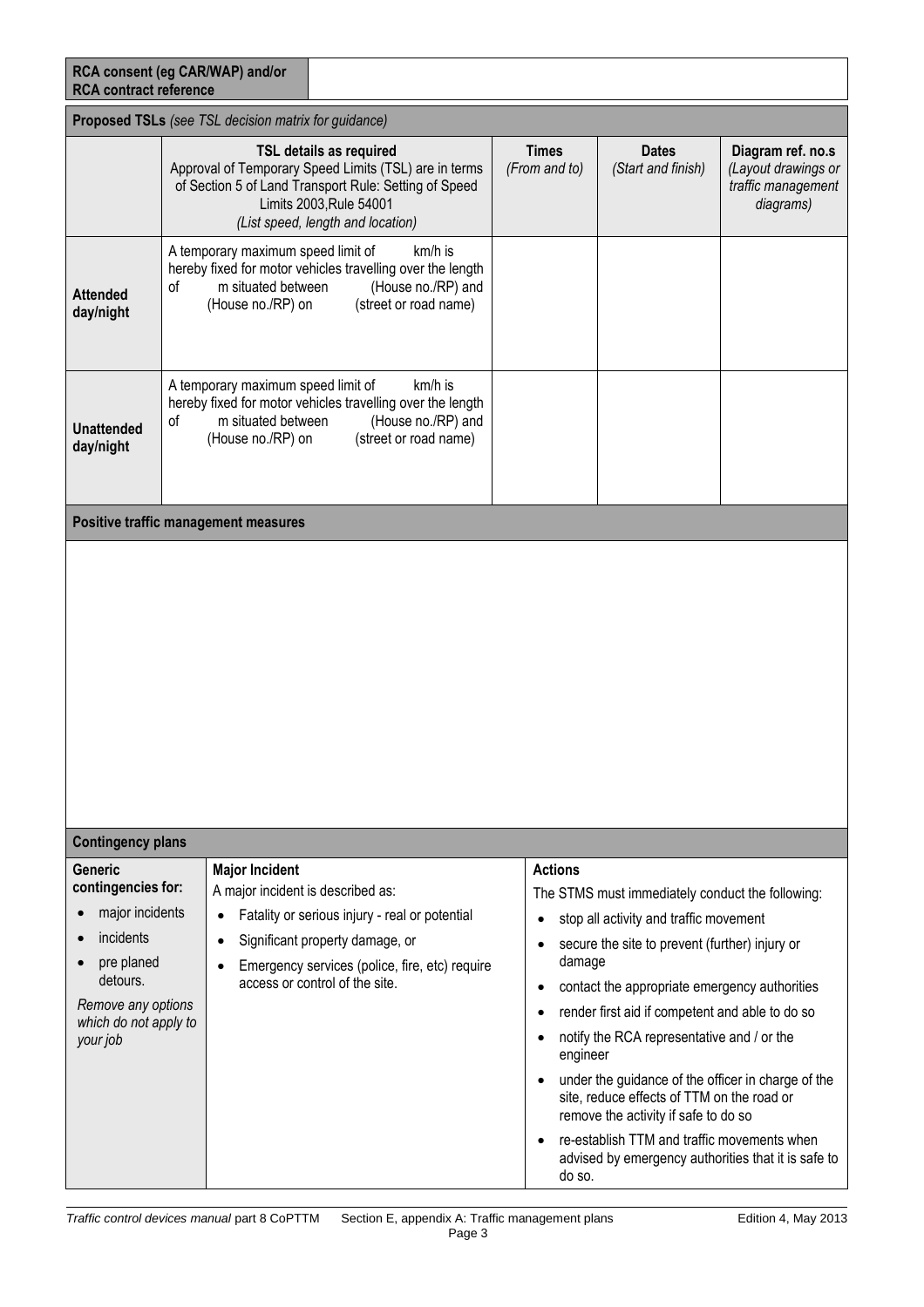| **RCA consent (eg CAR/WAP) and/or RCA contract reference** | |
|---|---|

**Proposed TSLs** *(see TSL decision matrix for guidance)*

| | **TSL details as required** Approval of Temporary Speed Limits (TSL) are in terms of Section 5 of Land Transport Rule: Setting of Speed Limits 2003,Rule 54001 *(List speed, length and location)* | **Times** *(From and to)* | **Dates** *(Start and finish)* | **Diagram ref. no.s** *(Layout drawings or traffic management diagrams)* |
|---|---|---|---|---|
| **Attended day/night** | A temporary maximum speed limit of km/h is hereby fixed for motor vehicles travelling over the length of m situated between (House no./RP) and (House no./RP) on (street or road name) | | | |
| **Unattended day/night** | A temporary maximum speed limit of km/h is hereby fixed for motor vehicles travelling over the length of m situated between (House no./RP) and (House no./RP) on (street or road name) | | | |

**Positive traffic management measures**

**Contingency plans**

| **Generic contingencies for:** | **Major Incident** | **Actions** |
|---|---|---|
| • major incidents<br>• incidents<br>• pre planed detours.<br>*Remove any options which do not apply to your job* | A major incident is described as:<br>• Fatality or serious injury - real or potential<br>• Significant property damage, or<br>• Emergency services (police, fire, etc) require access or control of the site. | The STMS must immediately conduct the following:<br>• stop all activity and traffic movement<br>• secure the site to prevent (further) injury or damage<br>• contact the appropriate emergency authorities<br>• render first aid if competent and able to do so<br>• notify the RCA representative and / or the engineer<br>• under the guidance of the officer in charge of the site, reduce effects of TTM on the road or remove the activity if safe to do so<br>• re-establish TTM and traffic movements when advised by emergency authorities that it is safe to do so. |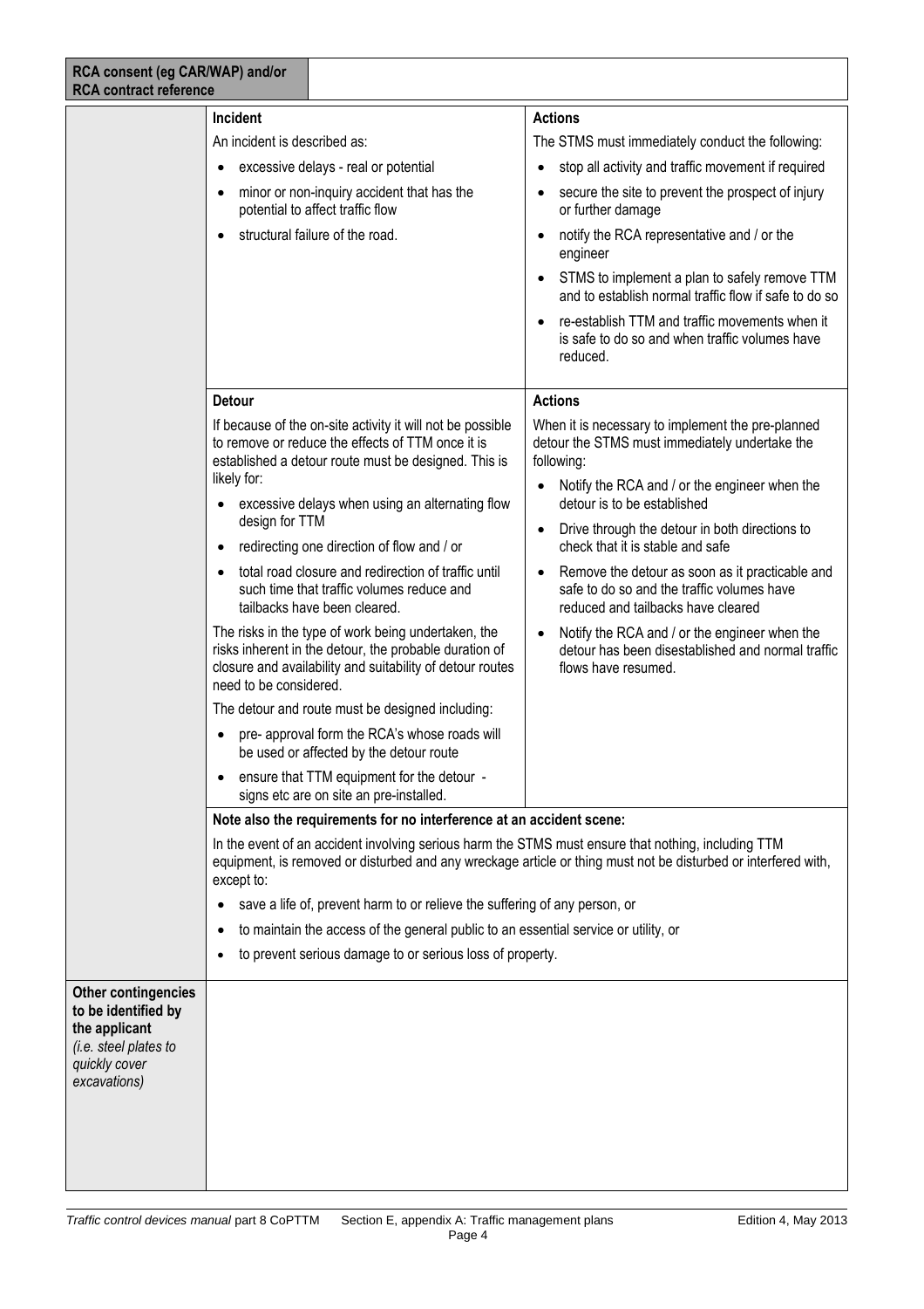| RCA consent (eg CAR/WAP) and/or RCA contract reference | |
|---|---|

| | | |
|---|---|---|
| | **Incident**<br>An incident is described as:<br>• excessive delays - real or potential<br>• minor or non-inquiry accident that has the potential to affect traffic flow<br>• structural failure of the road. | **Actions**<br>The STMS must immediately conduct the following:<br>• stop all activity and traffic movement if required<br>• secure the site to prevent the prospect of injury or further damage<br>• notify the RCA representative and / or the engineer<br>• STMS to implement a plan to safely remove TTM and to establish normal traffic flow if safe to do so<br>• re-establish TTM and traffic movements when it is safe to do so and when traffic volumes have reduced. |
| | **Detour**<br>If because of the on-site activity it will not be possible to remove or reduce the effects of TTM once it is established a detour route must be designed. This is likely for:<br>• excessive delays when using an alternating flow design for TTM<br>• redirecting one direction of flow and / or<br>• total road closure and redirection of traffic until such time that traffic volumes reduce and tailbacks have been cleared.<br>The risks in the type of work being undertaken, the risks inherent in the detour, the probable duration of closure and availability and suitability of detour routes need to be considered.<br>The detour and route must be designed including:<br>• pre- approval form the RCA's whose roads will be used or affected by the detour route<br>• ensure that TTM equipment for the detour - signs etc are on site an pre-installed. | **Actions**<br>When it is necessary to implement the pre-planned detour the STMS must immediately undertake the following:<br>• Notify the RCA and / or the engineer when the detour is to be established<br>• Drive through the detour in both directions to check that it is stable and safe<br>• Remove the detour as soon as it practicable and safe to do so and the traffic volumes have reduced and tailbacks have cleared<br>• Notify the RCA and / or the engineer when the detour has been disestablished and normal traffic flows have resumed. |
| | **Note also the requirements for no interference at an accident scene:**<br>In the event of an accident involving serious harm the STMS must ensure that nothing, including TTM equipment, is removed or disturbed and any wreckage article or thing must not be disturbed or interfered with, except to:<br>• save a life of, prevent harm to or relieve the suffering of any person, or<br>• to maintain the access of the general public to an essential service or utility, or<br>• to prevent serious damage to or serious loss of property. | |
| **Other contingencies to be identified by the applicant** *(i.e. steel plates to quickly cover excavations)* | | |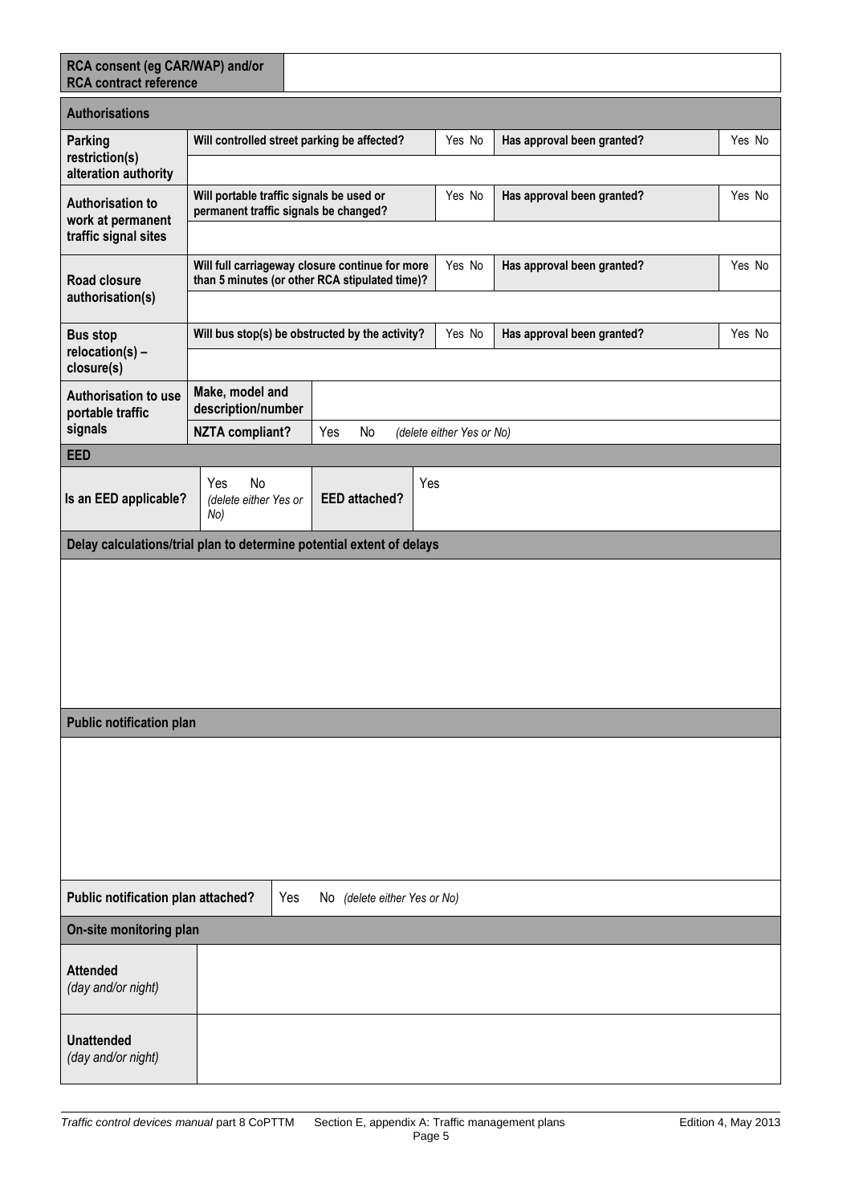| RCA consent (eg CAR/WAP) and/or RCA contract reference | |
|---|---|

| **Authorisations** | | | | |
|---|---|---|---|---|
| **Parking restriction(s) alteration authority** | **Will controlled street parking be affected?** | Yes No | **Has approval been granted?** | Yes No |
| | | | | |
| **Authorisation to work at permanent traffic signal sites** | **Will portable traffic signals be used or permanent traffic signals be changed?** | Yes No | **Has approval been granted?** | Yes No |
| | | | | |
| **Road closure authorisation(s)** | **Will full carriageway closure continue for more than 5 minutes (or other RCA stipulated time)?** | Yes No | **Has approval been granted?** | Yes No |
| | | | | |
| **Bus stop relocation(s) – closure(s)** | **Will bus stop(s) be obstructed by the activity?** | Yes No | **Has approval been granted?** | Yes No |
| | | | | |
| **Authorisation to use portable traffic signals** | **Make, model and description/number** | | | |
| | **NZTA compliant?** | Yes No *(delete either Yes or No)* | | |

| **EED** | | | |
|---|---|---|---|
| **Is an EED applicable?** | Yes No *(delete either Yes or No)* | **EED attached?** | Yes |

| **Delay calculations/trial plan to determine potential extent of delays** |
|---|
| |

| **Public notification plan** |
|---|
| |

| **Public notification plan attached?** | Yes No *(delete either Yes or No)* |
|---|---|

| **On-site monitoring plan** | |
|---|---|
| **Attended** *(day and/or night)* | |
| **Unattended** *(day and/or night)* | |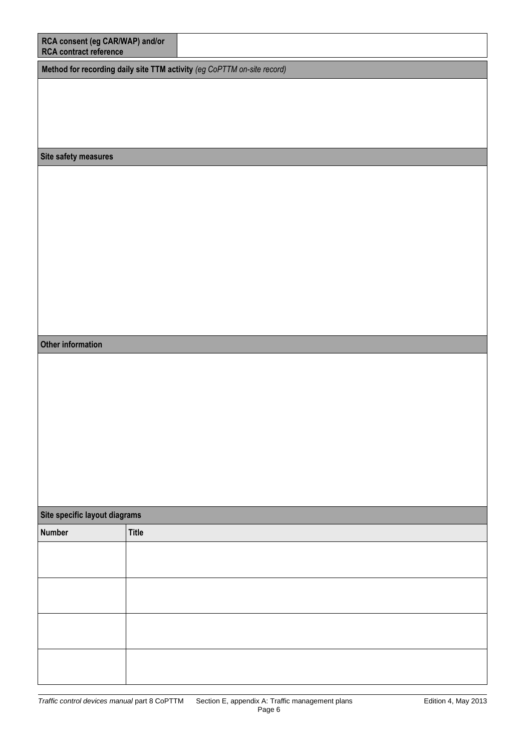| RCA consent (eg CAR/WAP) and/or RCA contract reference | |
|---|---|

| Method for recording daily site TTM activity *(eg CoPTTM on-site record)* |
|---|
| |

| Site safety measures |
|---|
| |

| Other information |
|---|
| |

| Site specific layout diagrams | |
|---|---|
| **Number** | **Title** |
| | |
| | |
| | |
| | |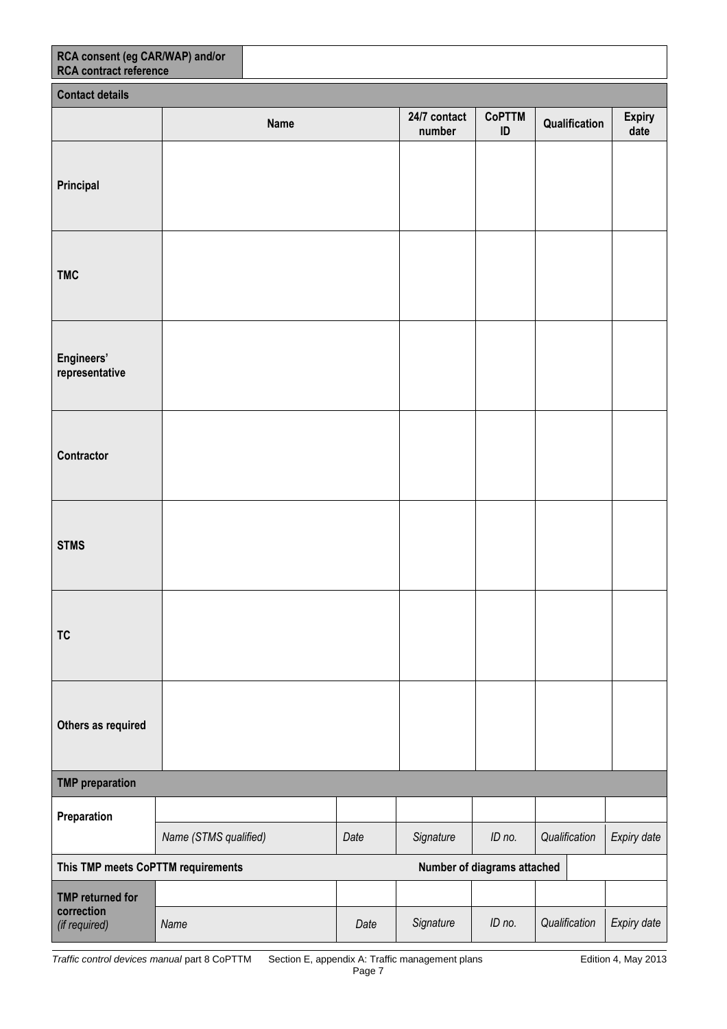| RCA consent (eg CAR/WAP) and/or RCA contract reference | |
|---|---|

| Contact details | | | | | |
|---|---|---|---|---|---|
| | Name | 24/7 contact number | CoPTTM ID | Qualification | Expiry date |
| Principal | | | | | |
| TMC | | | | | |
| Engineers' representative | | | | | |
| Contractor | | | | | |
| STMS | | | | | |
| TC | | | | | |
| Others as required | | | | | |

| TMP preparation | | | | | | |
|---|---|---|---|---|---|---|
| Preparation | | | | | | |
| | *Name (STMS qualified)* | *Date* | *Signature* | *ID no.* | *Qualification* | *Expiry date* |
| This TMP meets CoPTTM requirements | | | Number of diagrams attached | | | |
| TMP returned for correction *(if required)* | | | | | | |
| | *Name* | *Date* | *Signature* | *ID no.* | *Qualification* | *Expiry date* |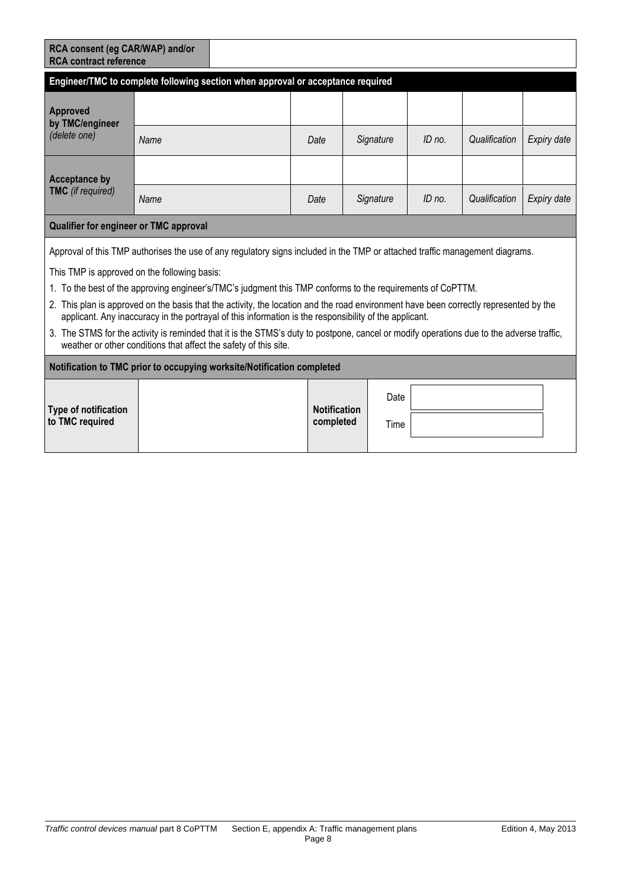| | |
|---|---|
| **RCA consent (eg CAR/WAP) and/or RCA contract reference** | |

**Engineer/TMC to complete following section when approval or acceptance required**

| | | | | | | |
|---|---|---|---|---|---|---|
| **Approved by TMC/engineer** *(delete one)* | | | | | | |
| | *Name* | *Date* | *Signature* | *ID no.* | *Qualification* | *Expiry date* |
| **Acceptance by TMC** *(if required)* | | | | | | |
| | *Name* | *Date* | *Signature* | *ID no.* | *Qualification* | *Expiry date* |

**Qualifier for engineer or TMC approval**

Approval of this TMP authorises the use of any regulatory signs included in the TMP or attached traffic management diagrams.

This TMP is approved on the following basis:

1. To the best of the approving engineer's/TMC's judgment this TMP conforms to the requirements of CoPTTM.
2. This plan is approved on the basis that the activity, the location and the road environment have been correctly represented by the applicant. Any inaccuracy in the portrayal of this information is the responsibility of the applicant.
3. The STMS for the activity is reminded that it is the STMS's duty to postpone, cancel or modify operations due to the adverse traffic, weather or other conditions that affect the safety of this site.

**Notification to TMC prior to occupying worksite/Notification completed**

| | | | | |
|---|---|---|---|---|
| **Type of notification to TMC required** | | **Notification completed** | Date | |
| | | | Time | |